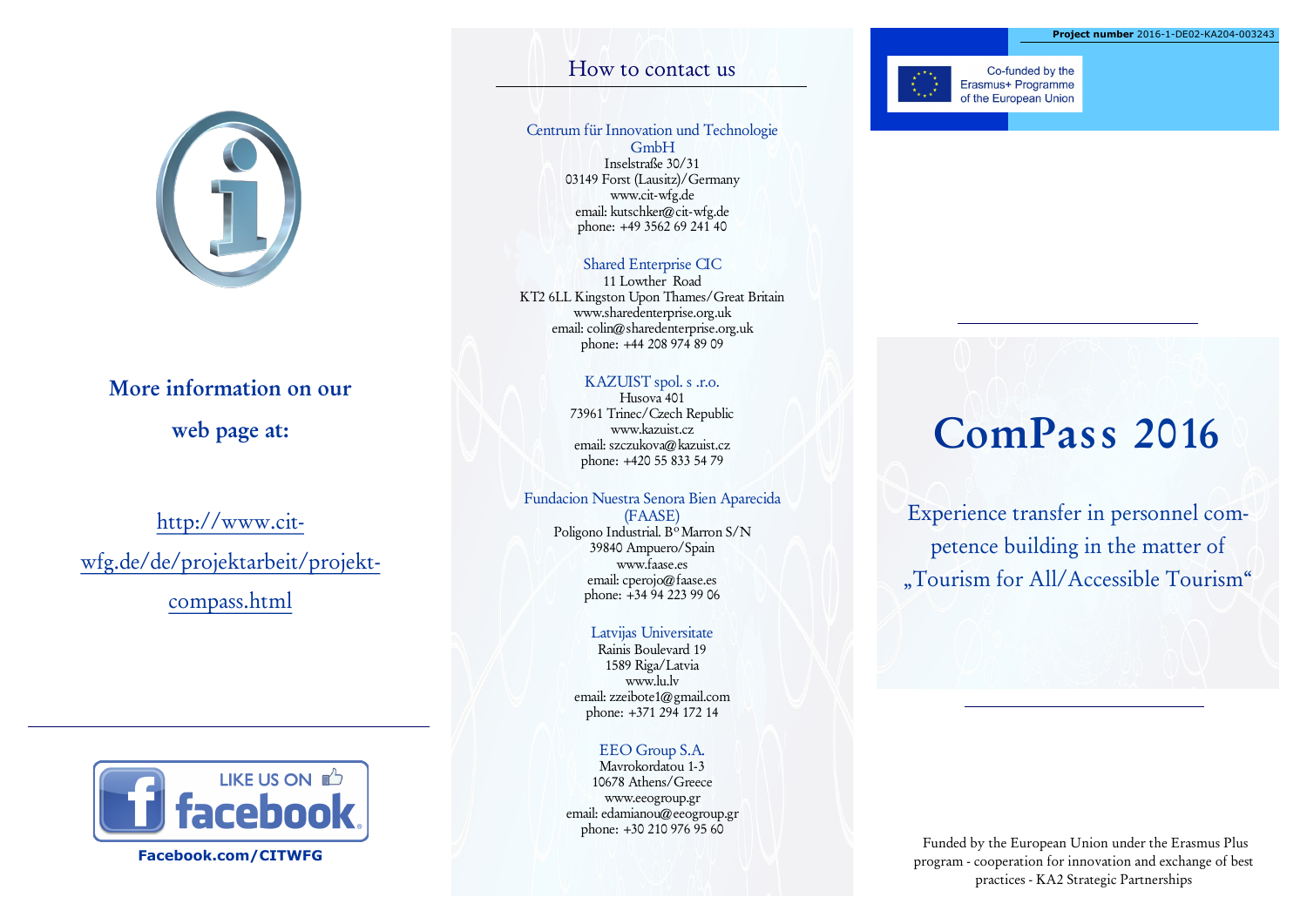**More information on our web page at:**

[http://www.cit-wfg.de/de/projektarbeit/projekt-compass.html](http://www.cit-wfg.de/de/projektarbeit/projekt-compass.html)

LIKE US ON facebook

**Facebook.com/CITWFG**

## How to contact us

Centrum für Innovation und Technologie GmbH
Inselstraße 30/31
03149 Forst (Lausitz)/Germany
www.cit-wfg.de
email: kutschker@cit-wfg.de
phone: +49 3562 69 241 40

Shared Enterprise CIC
11 Lowther Road
KT2 6LL Kingston Upon Thames/Great Britain
www.sharedenterprise.org.uk
email: colin@sharedenterprise.org.uk
phone: +44 208 974 89 09

KAZUIST spol. s .r.o.
Husova 401
73961 Trinec/Czech Republic
www.kazuist.cz
email: szczukova@kazuist.cz
phone: +420 55 833 54 79

Fundacion Nuestra Senora Bien Aparecida (FAASE)
Poligono Industrial. Bº Marron S/N
39840 Ampuero/Spain
www.faase.es
email: cperojo@faase.es
phone: +34 94 223 99 06

Latvijas Universitate
Rainis Boulevard 19
1589 Riga/Latvia
www.lu.lv
email: zzeibote1@gmail.com
phone: +371 294 172 14

EEO Group S.A.
Mavrokordatou 1-3
10678 Athens/Greece
www.eeogroup.gr
email: edamianou@eeogroup.gr
phone: +30 210 976 95 60

**Project number** 2016-1-DE02-KA204-003243

Co-funded by the Erasmus+ Programme of the European Union

# ComPass 2016

## Experience transfer in personnel competence building in the matter of „Tourism for All/Accessible Tourism“

Funded by the European Union under the Erasmus Plus program - cooperation for innovation and exchange of best practices - KA2 Strategic Partnerships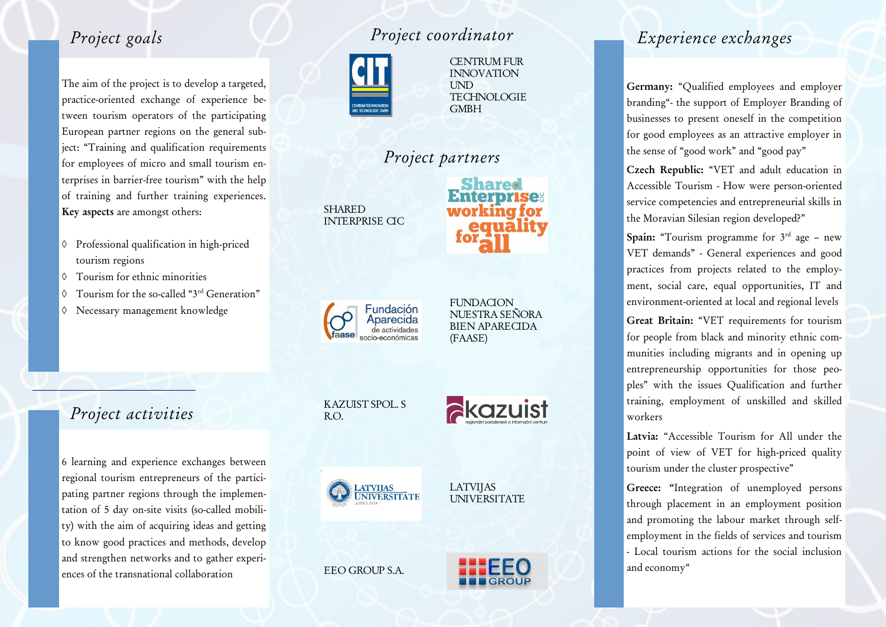## *Project goals*

The aim of the project is to develop a targeted, practice-oriented exchange of experience between tourism operators of the participating European partner regions on the general subject: “Training and qualification requirements for employees of micro and small tourism enterprises in barrier-free tourism” with the help of training and further training experiences. **Key aspects** are amongst others:

- ◊ Professional qualification in high-priced tourism regions
- ◊ Tourism for ethnic minorities
- ◊ Tourism for the so-called “3rd Generation”
- ◊ Necessary management knowledge

## *Project activities*

6 learning and experience exchanges between regional tourism entrepreneurs of the participating partner regions through the implementation of 5 day on-site visits (so-called mobility) with the aim of acquiring ideas and getting to know good practices and methods, develop and strengthen networks and to gather experiences of the transnational collaboration

## *Project coordinator*

CENTRUM FUR INNOVATION UND TECHNOLOGIE GMBH

## *Project partners*

SHARED INTERPRISE CIC

FUNDACION NUESTRA SEÑORA BIEN APARECIDA (FAASE)

KAZUIST SPOL. S R.O.

LATVIJAS UNIVERSITATE

EEO GROUP S.A.

## *Experience exchanges*

**Germany:** “Qualified employees and employer branding“- the support of Employer Branding of businesses to present oneself in the competition for good employees as an attractive employer in the sense of “good work” and “good pay”

**Czech Republic:** “VET and adult education in Accessible Tourism - How were person-oriented service competencies and entrepreneurial skills in the Moravian Silesian region developed?”

**Spain:** “Tourism programme for 3rd age – new VET demands” - General experiences and good practices from projects related to the employment, social care, equal opportunities, IT and environment-oriented at local and regional levels

**Great Britain:** “VET requirements for tourism for people from black and minority ethnic communities including migrants and in opening up entrepreneurship opportunities for those peoples” with the issues Qualification and further training, employment of unskilled and skilled workers

**Latvia:** “Accessible Tourism for All under the point of view of VET for high-priced quality tourism under the cluster prospective”

**Greece:** “Integration of unemployed persons through placement in an employment position and promoting the labour market through self-employment in the fields of services and tourism - Local tourism actions for the social inclusion and economy“